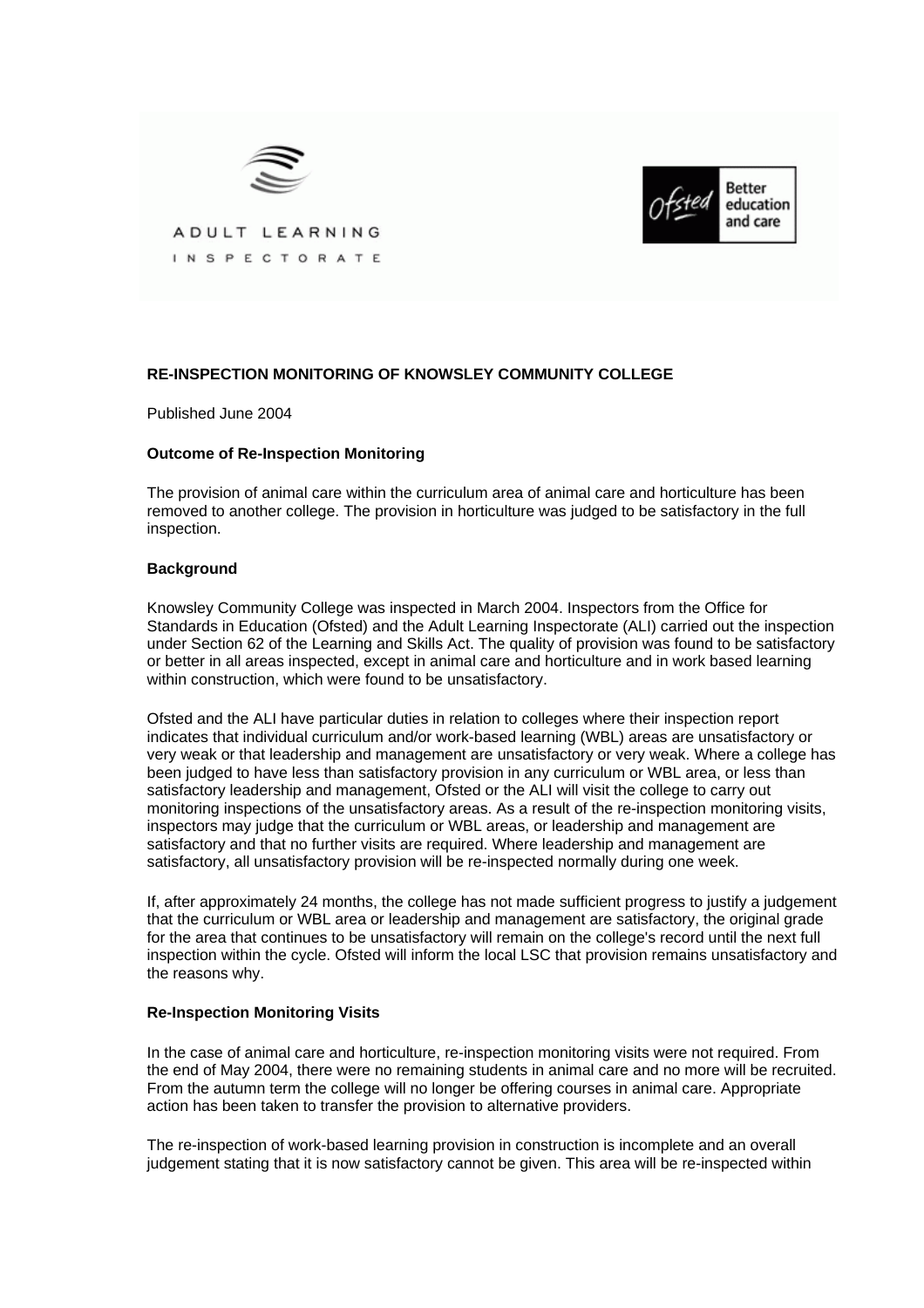ADULT LEARNING INSPECTORATE

Ofsted Better education and care

**RE-INSPECTION MONITORING OF KNOWSLEY COMMUNITY COLLEGE**

Published June 2004

**Outcome of Re-Inspection Monitoring**

The provision of animal care within the curriculum area of animal care and horticulture has been removed to another college. The provision in horticulture was judged to be satisfactory in the full inspection.

**Background**

Knowsley Community College was inspected in March 2004. Inspectors from the Office for Standards in Education (Ofsted) and the Adult Learning Inspectorate (ALI) carried out the inspection under Section 62 of the Learning and Skills Act. The quality of provision was found to be satisfactory or better in all areas inspected, except in animal care and horticulture and in work based learning within construction, which were found to be unsatisfactory.

Ofsted and the ALI have particular duties in relation to colleges where their inspection report indicates that individual curriculum and/or work-based learning (WBL) areas are unsatisfactory or very weak or that leadership and management are unsatisfactory or very weak. Where a college has been judged to have less than satisfactory provision in any curriculum or WBL area, or less than satisfactory leadership and management, Ofsted or the ALI will visit the college to carry out monitoring inspections of the unsatisfactory areas. As a result of the re-inspection monitoring visits, inspectors may judge that the curriculum or WBL areas, or leadership and management are satisfactory and that no further visits are required. Where leadership and management are satisfactory, all unsatisfactory provision will be re-inspected normally during one week.

If, after approximately 24 months, the college has not made sufficient progress to justify a judgement that the curriculum or WBL area or leadership and management are satisfactory, the original grade for the area that continues to be unsatisfactory will remain on the college's record until the next full inspection within the cycle. Ofsted will inform the local LSC that provision remains unsatisfactory and the reasons why.

**Re-Inspection Monitoring Visits**

In the case of animal care and horticulture, re-inspection monitoring visits were not required. From the end of May 2004, there were no remaining students in animal care and no more will be recruited. From the autumn term the college will no longer be offering courses in animal care. Appropriate action has been taken to transfer the provision to alternative providers.

The re-inspection of work-based learning provision in construction is incomplete and an overall judgement stating that it is now satisfactory cannot be given. This area will be re-inspected within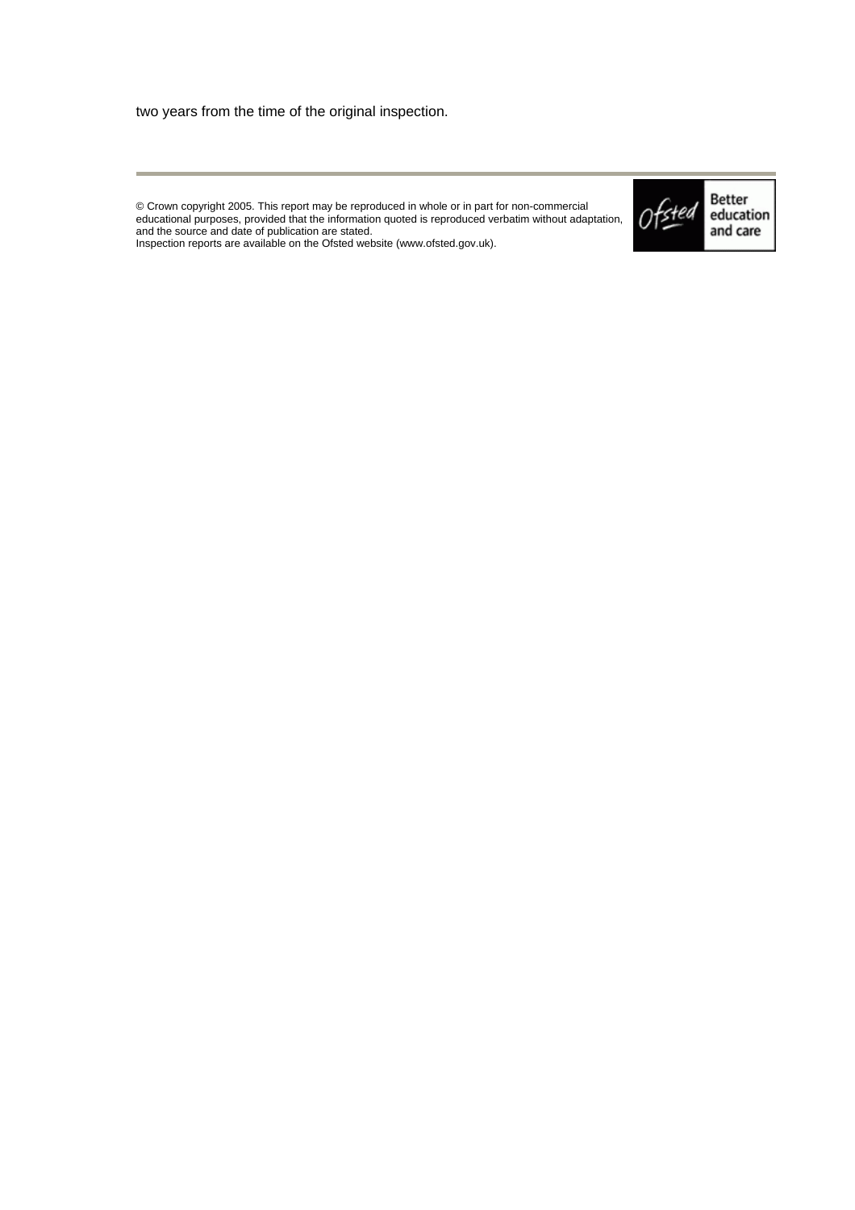two years from the time of the original inspection.

---

© Crown copyright 2005. This report may be reproduced in whole or in part for non-commercial educational purposes, provided that the information quoted is reproduced verbatim without adaptation, and the source and date of publication are stated.
Inspection reports are available on the Ofsted website (www.ofsted.gov.uk).

Ofsted Better education and care